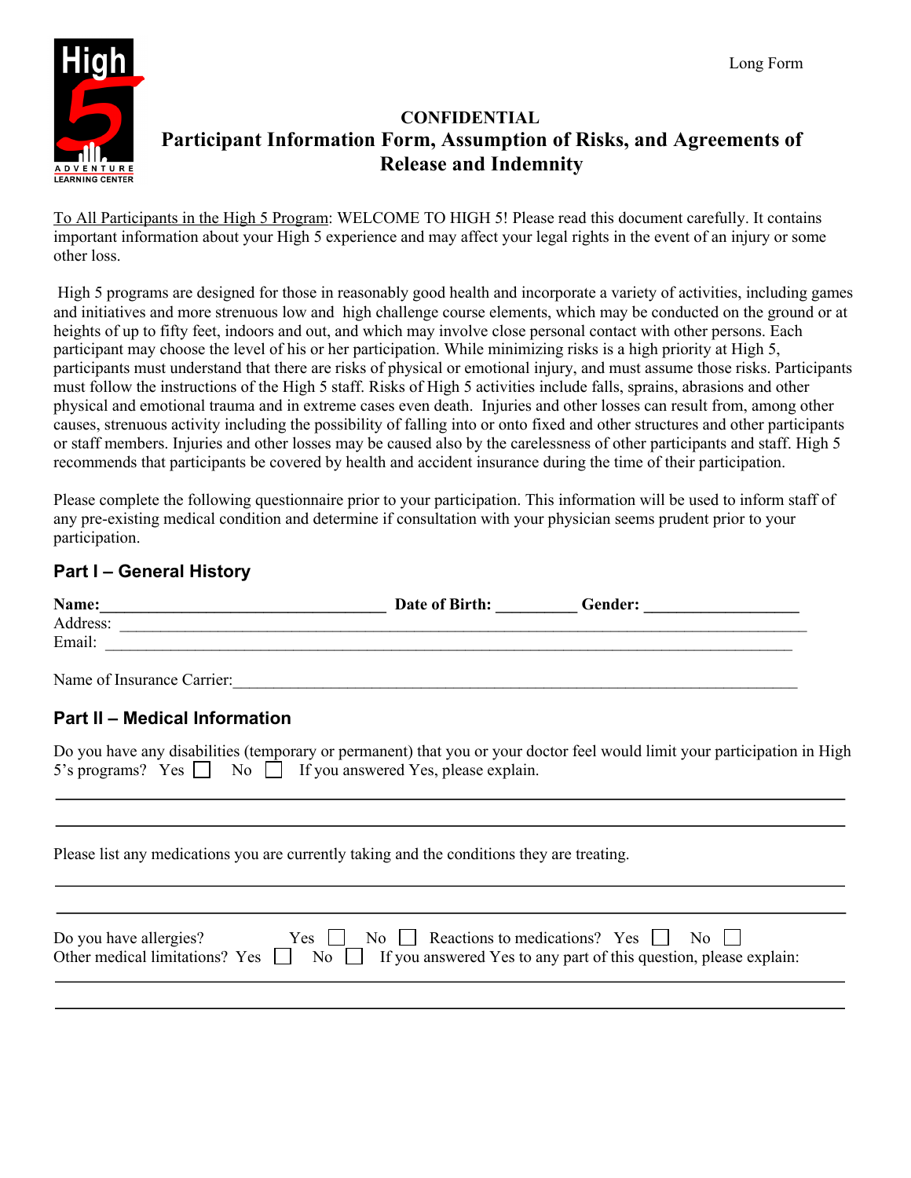Long Form

**CONFIDENTIAL**

# Participant Information Form, Assumption of Risks, and Agreements of Release and Indemnity

To All Participants in the High 5 Program: WELCOME TO HIGH 5! Please read this document carefully. It contains important information about your High 5 experience and may affect your legal rights in the event of an injury or some other loss.

High 5 programs are designed for those in reasonably good health and incorporate a variety of activities, including games and initiatives and more strenuous low and high challenge course elements, which may be conducted on the ground or at heights of up to fifty feet, indoors and out, and which may involve close personal contact with other persons. Each participant may choose the level of his or her participation. While minimizing risks is a high priority at High 5, participants must understand that there are risks of physical or emotional injury, and must assume those risks. Participants must follow the instructions of the High 5 staff. Risks of High 5 activities include falls, sprains, abrasions and other physical and emotional trauma and in extreme cases even death. Injuries and other losses can result from, among other causes, strenuous activity including the possibility of falling into or onto fixed and other structures and other participants or staff members. Injuries and other losses may be caused also by the carelessness of other participants and staff. High 5 recommends that participants be covered by health and accident insurance during the time of their participation.

Please complete the following questionnaire prior to your participation. This information will be used to inform staff of any pre-existing medical condition and determine if consultation with your physician seems prudent prior to your participation.

## Part I – General History

**Name:**\_\_\_\_\_\_\_\_\_\_\_\_\_\_\_\_\_\_\_\_\_\_\_\_\_\_\_\_\_\_\_\_\_\_ **Date of Birth:** \_\_\_\_\_\_\_\_\_\_ **Gender:** \_\_\_\_\_\_\_\_\_\_\_\_\_\_\_\_\_\_

Address: \_\_\_\_\_\_\_\_\_\_\_\_\_\_\_\_\_\_\_\_\_\_\_\_\_\_\_\_\_\_\_\_\_\_\_\_\_\_\_\_\_\_\_\_\_\_\_\_\_\_\_\_\_\_\_\_\_\_\_\_\_\_\_\_\_\_\_\_\_\_\_\_\_\_

Email: \_\_\_\_\_\_\_\_\_\_\_\_\_\_\_\_\_\_\_\_\_\_\_\_\_\_\_\_\_\_\_\_\_\_\_\_\_\_\_\_\_\_\_\_\_\_\_\_\_\_\_\_\_\_\_\_\_\_\_\_\_\_\_\_\_\_\_\_\_\_\_\_\_\_\_

Name of Insurance Carrier:\_\_\_\_\_\_\_\_\_\_\_\_\_\_\_\_\_\_\_\_\_\_\_\_\_\_\_\_\_\_\_\_\_\_\_\_\_\_\_\_\_\_\_\_\_\_\_\_\_\_\_\_\_\_\_\_\_\_\_\_\_

## Part II – Medical Information

Do you have any disabilities (temporary or permanent) that you or your doctor feel would limit your participation in High 5's programs? Yes ☐ No ☐ If you answered Yes, please explain.

\_\_\_\_\_\_\_\_\_\_\_\_\_\_\_\_\_\_\_\_\_\_\_\_\_\_\_\_\_\_\_\_\_\_\_\_\_\_\_\_\_\_\_\_\_\_\_\_\_\_\_\_\_\_\_\_\_\_\_\_\_\_\_\_\_\_\_\_\_\_\_\_\_\_\_\_\_\_\_\_

\_\_\_\_\_\_\_\_\_\_\_\_\_\_\_\_\_\_\_\_\_\_\_\_\_\_\_\_\_\_\_\_\_\_\_\_\_\_\_\_\_\_\_\_\_\_\_\_\_\_\_\_\_\_\_\_\_\_\_\_\_\_\_\_\_\_\_\_\_\_\_\_\_\_\_\_\_\_\_\_

Please list any medications you are currently taking and the conditions they are treating.

\_\_\_\_\_\_\_\_\_\_\_\_\_\_\_\_\_\_\_\_\_\_\_\_\_\_\_\_\_\_\_\_\_\_\_\_\_\_\_\_\_\_\_\_\_\_\_\_\_\_\_\_\_\_\_\_\_\_\_\_\_\_\_\_\_\_\_\_\_\_\_\_\_\_\_\_\_\_\_\_

\_\_\_\_\_\_\_\_\_\_\_\_\_\_\_\_\_\_\_\_\_\_\_\_\_\_\_\_\_\_\_\_\_\_\_\_\_\_\_\_\_\_\_\_\_\_\_\_\_\_\_\_\_\_\_\_\_\_\_\_\_\_\_\_\_\_\_\_\_\_\_\_\_\_\_\_\_\_\_\_

Do you have allergies? Yes ☐ No ☐ Reactions to medications? Yes ☐ No ☐

Other medical limitations? Yes ☐ No ☐ If you answered Yes to any part of this question, please explain:

\_\_\_\_\_\_\_\_\_\_\_\_\_\_\_\_\_\_\_\_\_\_\_\_\_\_\_\_\_\_\_\_\_\_\_\_\_\_\_\_\_\_\_\_\_\_\_\_\_\_\_\_\_\_\_\_\_\_\_\_\_\_\_\_\_\_\_\_\_\_\_\_\_\_\_\_\_\_\_\_

\_\_\_\_\_\_\_\_\_\_\_\_\_\_\_\_\_\_\_\_\_\_\_\_\_\_\_\_\_\_\_\_\_\_\_\_\_\_\_\_\_\_\_\_\_\_\_\_\_\_\_\_\_\_\_\_\_\_\_\_\_\_\_\_\_\_\_\_\_\_\_\_\_\_\_\_\_\_\_\_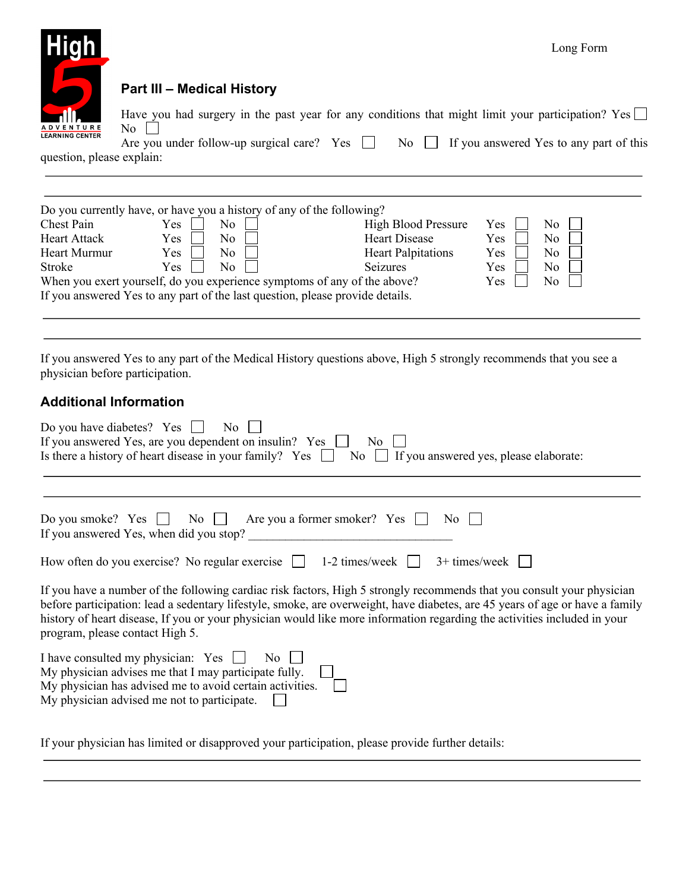Long Form

## Part III – Medical History

Have you had surgery in the past year for any conditions that might limit your participation? Yes ☐ No ☐

Are you under follow-up surgical care? Yes ☐ No ☐ If you answered Yes to any part of this question, please explain:

\_\_\_\_\_\_\_\_\_\_\_\_\_\_\_\_\_\_\_\_\_\_\_\_\_\_\_\_\_\_\_\_\_\_\_\_\_\_\_\_\_\_\_\_\_\_\_\_\_\_\_\_\_\_\_\_\_\_\_\_

\_\_\_\_\_\_\_\_\_\_\_\_\_\_\_\_\_\_\_\_\_\_\_\_\_\_\_\_\_\_\_\_\_\_\_\_\_\_\_\_\_\_\_\_\_\_\_\_\_\_\_\_\_\_\_\_\_\_\_\_

Do you currently have, or have you a history of any of the following?

| | | | | | |
|---|---|---|---|---|---|
| Chest Pain | Yes ☐ | No ☐ | High Blood Pressure | Yes ☐ | No ☐ |
| Heart Attack | Yes ☐ | No ☐ | Heart Disease | Yes ☐ | No ☐ |
| Heart Murmur | Yes ☐ | No ☐ | Heart Palpitations | Yes ☐ | No ☐ |
| Stroke | Yes ☐ | No ☐ | Seizures | Yes ☐ | No ☐ |

When you exert yourself, do you experience symptoms of any of the above? Yes ☐ No ☐

If you answered Yes to any part of the last question, please provide details.

\_\_\_\_\_\_\_\_\_\_\_\_\_\_\_\_\_\_\_\_\_\_\_\_\_\_\_\_\_\_\_\_\_\_\_\_\_\_\_\_\_\_\_\_\_\_\_\_\_\_\_\_\_\_\_\_\_\_\_\_

\_\_\_\_\_\_\_\_\_\_\_\_\_\_\_\_\_\_\_\_\_\_\_\_\_\_\_\_\_\_\_\_\_\_\_\_\_\_\_\_\_\_\_\_\_\_\_\_\_\_\_\_\_\_\_\_\_\_\_\_

If you answered Yes to any part of the Medical History questions above, High 5 strongly recommends that you see a physician before participation.

## Additional Information

Do you have diabetes? Yes ☐ No ☐

If you answered Yes, are you dependent on insulin? Yes ☐ No ☐

Is there a history of heart disease in your family? Yes ☐ No ☐ If you answered yes, please elaborate:

\_\_\_\_\_\_\_\_\_\_\_\_\_\_\_\_\_\_\_\_\_\_\_\_\_\_\_\_\_\_\_\_\_\_\_\_\_\_\_\_\_\_\_\_\_\_\_\_\_\_\_\_\_\_\_\_\_\_\_\_

\_\_\_\_\_\_\_\_\_\_\_\_\_\_\_\_\_\_\_\_\_\_\_\_\_\_\_\_\_\_\_\_\_\_\_\_\_\_\_\_\_\_\_\_\_\_\_\_\_\_\_\_\_\_\_\_\_\_\_\_

Do you smoke? Yes ☐ No ☐ Are you a former smoker? Yes ☐ No ☐

If you answered Yes, when did you stop? \_\_\_\_\_\_\_\_\_\_\_\_\_\_\_\_\_\_\_\_\_\_\_\_\_\_\_\_\_\_\_\_\_\_

How often do you exercise? No regular exercise ☐ 1-2 times/week ☐ 3+ times/week ☐

If you have a number of the following cardiac risk factors, High 5 strongly recommends that you consult your physician before participation: lead a sedentary lifestyle, smoke, are overweight, have diabetes, are 45 years of age or have a family history of heart disease, If you or your physician would like more information regarding the activities included in your program, please contact High 5.

I have consulted my physician: Yes ☐ No ☐

My physician advises me that I may participate fully. ☐

My physician has advised me to avoid certain activities. ☐

My physician advised me not to participate. ☐

If your physician has limited or disapproved your participation, please provide further details:

\_\_\_\_\_\_\_\_\_\_\_\_\_\_\_\_\_\_\_\_\_\_\_\_\_\_\_\_\_\_\_\_\_\_\_\_\_\_\_\_\_\_\_\_\_\_\_\_\_\_\_\_\_\_\_\_\_\_\_\_

\_\_\_\_\_\_\_\_\_\_\_\_\_\_\_\_\_\_\_\_\_\_\_\_\_\_\_\_\_\_\_\_\_\_\_\_\_\_\_\_\_\_\_\_\_\_\_\_\_\_\_\_\_\_\_\_\_\_\_\_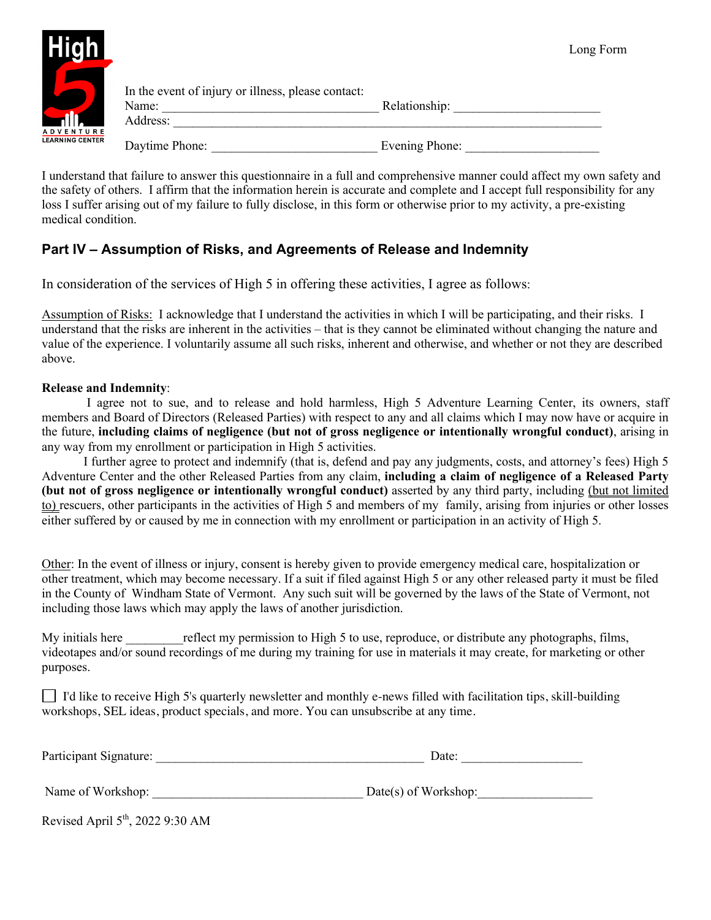Long Form

In the event of injury or illness, please contact:
Name: _________________________________ Relationship: ______________________
Address: _______________________________________________________________________
Daytime Phone: _________________________ Evening Phone: ____________________

I understand that failure to answer this questionnaire in a full and comprehensive manner could affect my own safety and the safety of others. I affirm that the information herein is accurate and complete and I accept full responsibility for any loss I suffer arising out of my failure to fully disclose, in this form or otherwise prior to my activity, a pre-existing medical condition.

## Part IV – Assumption of Risks, and Agreements of Release and Indemnity

In consideration of the services of High 5 in offering these activities, I agree as follows:

Assumption of Risks: I acknowledge that I understand the activities in which I will be participating, and their risks. I understand that the risks are inherent in the activities – that is they cannot be eliminated without changing the nature and value of the experience. I voluntarily assume all such risks, inherent and otherwise, and whether or not they are described above.

**Release and Indemnity**:

I agree not to sue, and to release and hold harmless, High 5 Adventure Learning Center, its owners, staff members and Board of Directors (Released Parties) with respect to any and all claims which I may now have or acquire in the future, **including claims of negligence (but not of gross negligence or intentionally wrongful conduct)**, arising in any way from my enrollment or participation in High 5 activities.

I further agree to protect and indemnify (that is, defend and pay any judgments, costs, and attorney's fees) High 5 Adventure Center and the other Released Parties from any claim, **including a claim of negligence of a Released Party (but not of gross negligence or intentionally wrongful conduct)** asserted by any third party, including (but not limited to) rescuers, other participants in the activities of High 5 and members of my family, arising from injuries or other losses either suffered by or caused by me in connection with my enrollment or participation in an activity of High 5.

Other: In the event of illness or injury, consent is hereby given to provide emergency medical care, hospitalization or other treatment, which may become necessary. If a suit if filed against High 5 or any other released party it must be filed in the County of Windham State of Vermont. Any such suit will be governed by the laws of the State of Vermont, not including those laws which may apply the laws of another jurisdiction.

My initials here _________reflect my permission to High 5 to use, reproduce, or distribute any photographs, films, videotapes and/or sound recordings of me during my training for use in materials it may create, for marketing or other purposes.

☐ I'd like to receive High 5's quarterly newsletter and monthly e-news filled with facilitation tips, skill-building workshops, SEL ideas, product specials, and more. You can unsubscribe at any time.

Participant Signature: __________________________________________ Date: ___________________

Name of Workshop: ________________________________ Date(s) of Workshop:_________________

Revised April 5th, 2022 9:30 AM